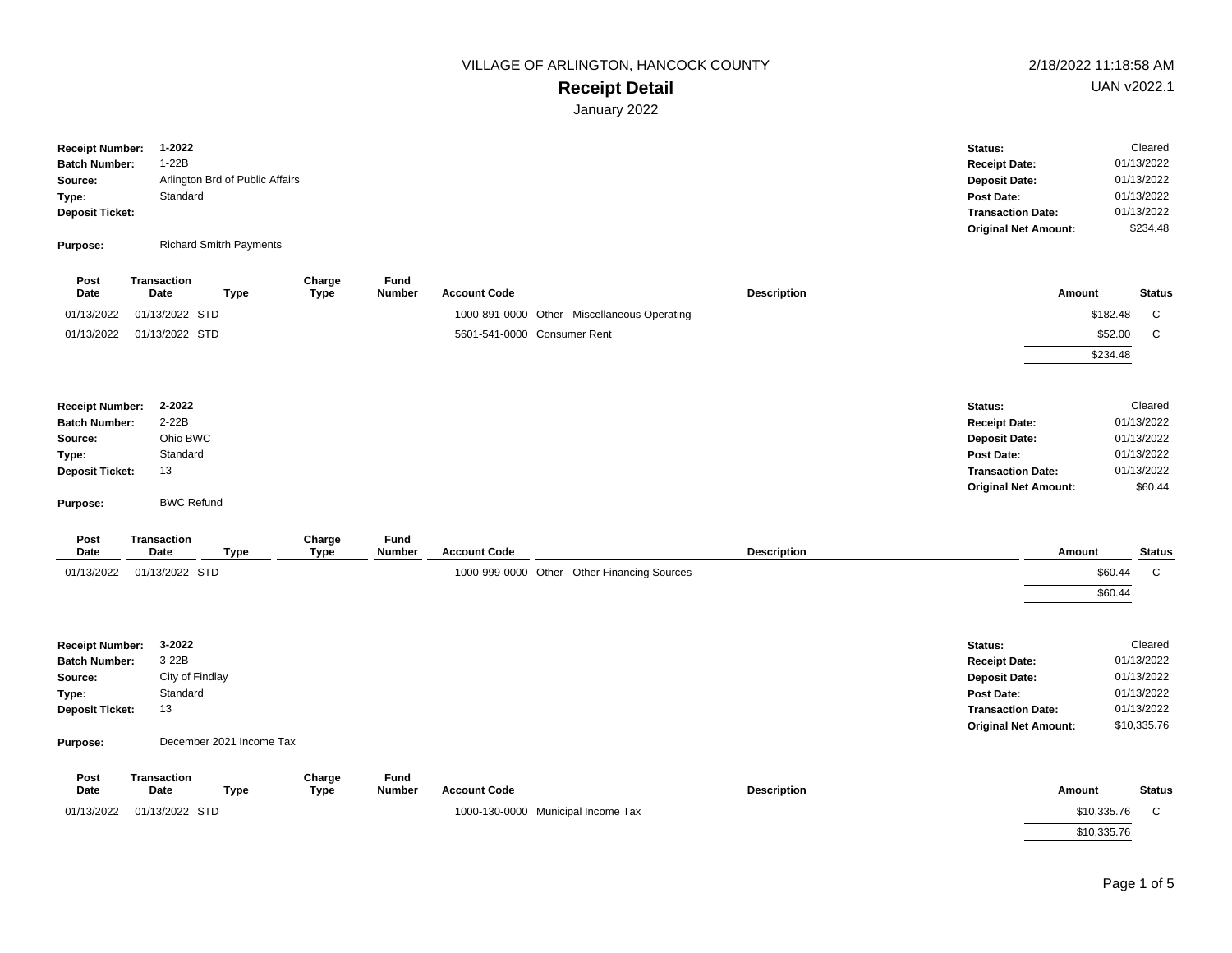# VILLAGE OF ARLINGTON, HANCOCK COUNTY

## Receipt Detail

January 2022

2/18/2022 11:18:58 AM
UAN v2022.1

**Receipt Number:** 1-2022
**Batch Number:** 1-22B
**Source:** Arlington Brd of Public Affairs
**Type:** Standard
**Deposit Ticket:**
**Purpose:** Richard Smitrh Payments

**Status:** Cleared
**Receipt Date:** 01/13/2022
**Deposit Date:** 01/13/2022
**Post Date:** 01/13/2022
**Transaction Date:** 01/13/2022
**Original Net Amount:** $234.48

| Post Date | Transaction Date | Type | Charge Type | Fund Number | Account Code | Description | Amount | Status |
|---|---|---|---|---|---|---|---|---|
| 01/13/2022 | 01/13/2022 | STD | | | 1000-891-0000 | Other - Miscellaneous Operating | $182.48 | C |
| 01/13/2022 | 01/13/2022 | STD | | | 5601-541-0000 | Consumer Rent | $52.00 | C |
| | | | | | | | $234.48 | |

**Receipt Number:** 2-2022
**Batch Number:** 2-22B
**Source:** Ohio BWC
**Type:** Standard
**Deposit Ticket:** 13
**Purpose:** BWC Refund

**Status:** Cleared
**Receipt Date:** 01/13/2022
**Deposit Date:** 01/13/2022
**Post Date:** 01/13/2022
**Transaction Date:** 01/13/2022
**Original Net Amount:** $60.44

| Post Date | Transaction Date | Type | Charge Type | Fund Number | Account Code | Description | Amount | Status |
|---|---|---|---|---|---|---|---|---|
| 01/13/2022 | 01/13/2022 | STD | | | 1000-999-0000 | Other - Other Financing Sources | $60.44 | C |
| | | | | | | | $60.44 | |

**Receipt Number:** 3-2022
**Batch Number:** 3-22B
**Source:** City of Findlay
**Type:** Standard
**Deposit Ticket:** 13
**Purpose:** December 2021 Income Tax

**Status:** Cleared
**Receipt Date:** 01/13/2022
**Deposit Date:** 01/13/2022
**Post Date:** 01/13/2022
**Transaction Date:** 01/13/2022
**Original Net Amount:** $10,335.76

| Post Date | Transaction Date | Type | Charge Type | Fund Number | Account Code | Description | Amount | Status |
|---|---|---|---|---|---|---|---|---|
| 01/13/2022 | 01/13/2022 | STD | | | 1000-130-0000 | Municipal Income Tax | $10,335.76 | C |
| | | | | | | | $10,335.76 | |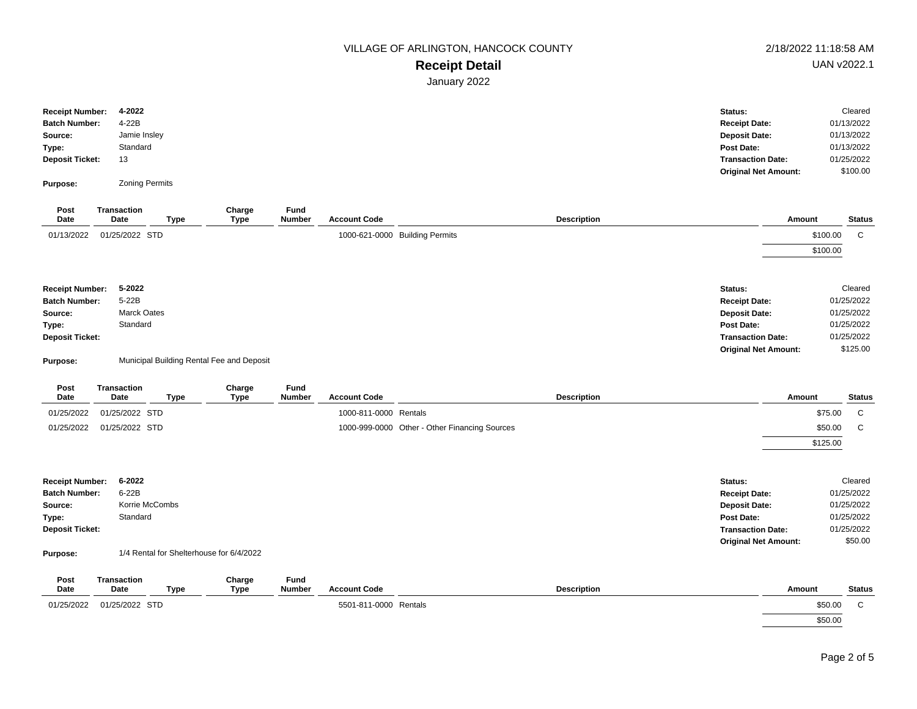VILLAGE OF ARLINGTON, HANCOCK COUNTY

# Receipt Detail

January 2022

2/18/2022 11:18:58 AM

UAN v2022.1

**Receipt Number:** **4-2022**
**Batch Number:** 4-22B
**Source:** Jamie Insley
**Type:** Standard
**Deposit Ticket:** 13
**Purpose:** Zoning Permits

**Status:** Cleared
**Receipt Date:** 01/13/2022
**Deposit Date:** 01/13/2022
**Post Date:** 01/13/2022
**Transaction Date:** 01/25/2022
**Original Net Amount:** $100.00

| Post Date | Transaction Date | Type | Charge Type | Fund Number | Account Code | Description | Amount | Status |
|---|---|---|---|---|---|---|---|---|
| 01/13/2022 | 01/25/2022 | STD | | | 1000-621-0000 | Building Permits | $100.00 | C |
| | | | | | | | $100.00 | |

**Receipt Number:** **5-2022**
**Batch Number:** 5-22B
**Source:** Marck Oates
**Type:** Standard
**Deposit Ticket:**
**Purpose:** Municipal Building Rental Fee and Deposit

**Status:** Cleared
**Receipt Date:** 01/25/2022
**Deposit Date:** 01/25/2022
**Post Date:** 01/25/2022
**Transaction Date:** 01/25/2022
**Original Net Amount:** $125.00

| Post Date | Transaction Date | Type | Charge Type | Fund Number | Account Code | Description | Amount | Status |
|---|---|---|---|---|---|---|---|---|
| 01/25/2022 | 01/25/2022 | STD | | | 1000-811-0000 | Rentals | $75.00 | C |
| 01/25/2022 | 01/25/2022 | STD | | | 1000-999-0000 | Other - Other Financing Sources | $50.00 | C |
| | | | | | | | $125.00 | |

**Receipt Number:** **6-2022**
**Batch Number:** 6-22B
**Source:** Korrie McCombs
**Type:** Standard
**Deposit Ticket:**
**Purpose:** 1/4 Rental for Shelterhouse for 6/4/2022

**Status:** Cleared
**Receipt Date:** 01/25/2022
**Deposit Date:** 01/25/2022
**Post Date:** 01/25/2022
**Transaction Date:** 01/25/2022
**Original Net Amount:** $50.00

| Post Date | Transaction Date | Type | Charge Type | Fund Number | Account Code | Description | Amount | Status |
|---|---|---|---|---|---|---|---|---|
| 01/25/2022 | 01/25/2022 | STD | | | 5501-811-0000 | Rentals | $50.00 | C |
| | | | | | | | $50.00 | |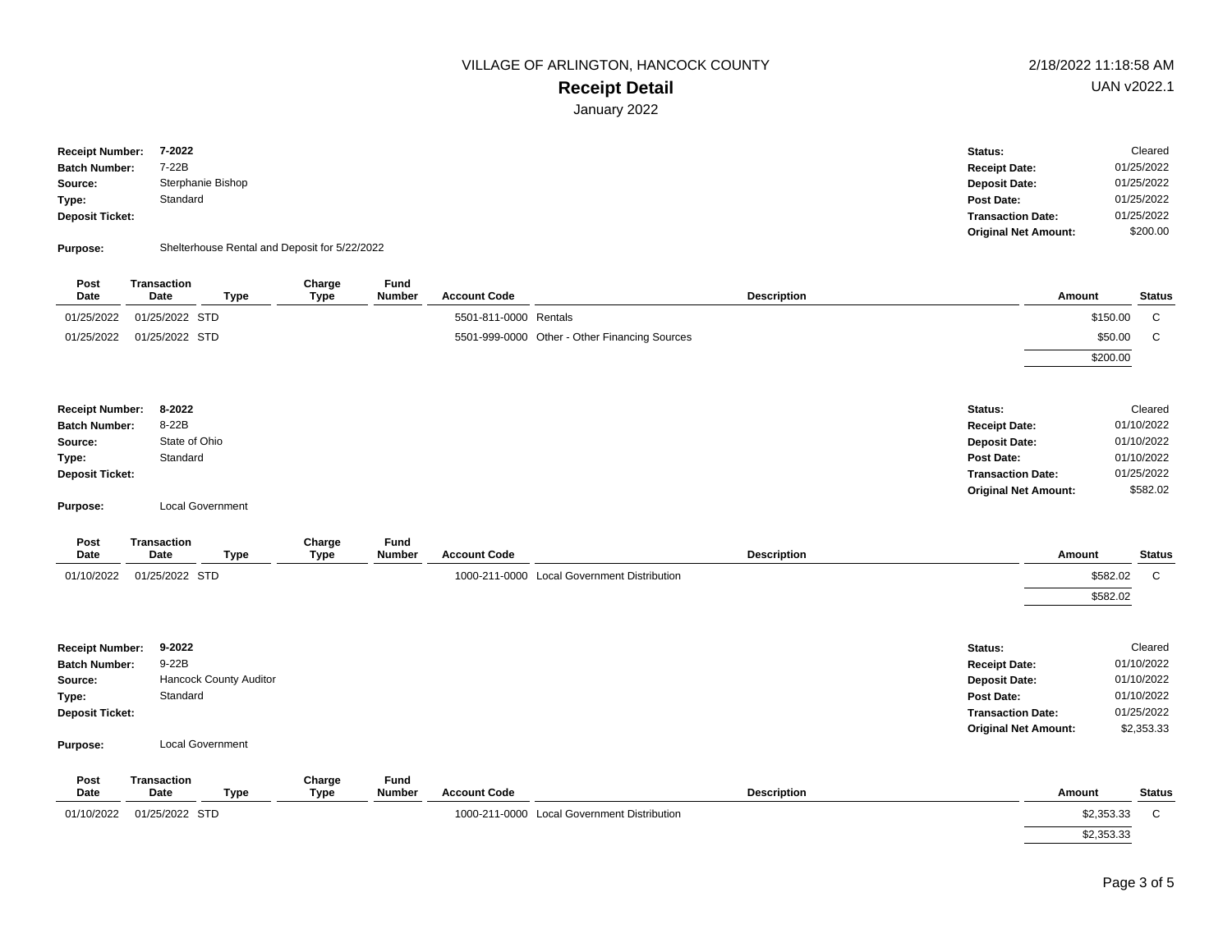VILLAGE OF ARLINGTON, HANCOCK COUNTY

# Receipt Detail

January 2022

2/18/2022 11:18:58 AM
UAN v2022.1

**Receipt Number:** 7-2022
**Batch Number:** 7-22B
**Source:** Sterphanie Bishop
**Type:** Standard
**Deposit Ticket:**
**Purpose:** Shelterhouse Rental and Deposit for 5/22/2022

**Status:** Cleared
**Receipt Date:** 01/25/2022
**Deposit Date:** 01/25/2022
**Post Date:** 01/25/2022
**Transaction Date:** 01/25/2022
**Original Net Amount:** $200.00

| Post Date | Transaction Date | Type | Charge Type | Fund Number | Account Code | Description | Amount | Status |
|---|---|---|---|---|---|---|---|---|
| 01/25/2022 | 01/25/2022 | STD | | | 5501-811-0000 | Rentals | $150.00 | C |
| 01/25/2022 | 01/25/2022 | STD | | | 5501-999-0000 | Other - Other Financing Sources | $50.00 | C |
| | | | | | | | $200.00 | |

**Receipt Number:** 8-2022
**Batch Number:** 8-22B
**Source:** State of Ohio
**Type:** Standard
**Deposit Ticket:**
**Purpose:** Local Government

**Status:** Cleared
**Receipt Date:** 01/10/2022
**Deposit Date:** 01/10/2022
**Post Date:** 01/10/2022
**Transaction Date:** 01/25/2022
**Original Net Amount:** $582.02

| Post Date | Transaction Date | Type | Charge Type | Fund Number | Account Code | Description | Amount | Status |
|---|---|---|---|---|---|---|---|---|
| 01/10/2022 | 01/25/2022 | STD | | | 1000-211-0000 | Local Government Distribution | $582.02 | C |
| | | | | | | | $582.02 | |

**Receipt Number:** 9-2022
**Batch Number:** 9-22B
**Source:** Hancock County Auditor
**Type:** Standard
**Deposit Ticket:**
**Purpose:** Local Government

**Status:** Cleared
**Receipt Date:** 01/10/2022
**Deposit Date:** 01/10/2022
**Post Date:** 01/10/2022
**Transaction Date:** 01/25/2022
**Original Net Amount:** $2,353.33

| Post Date | Transaction Date | Type | Charge Type | Fund Number | Account Code | Description | Amount | Status |
|---|---|---|---|---|---|---|---|---|
| 01/10/2022 | 01/25/2022 | STD | | | 1000-211-0000 | Local Government Distribution | $2,353.33 | C |
| | | | | | | | $2,353.33 | |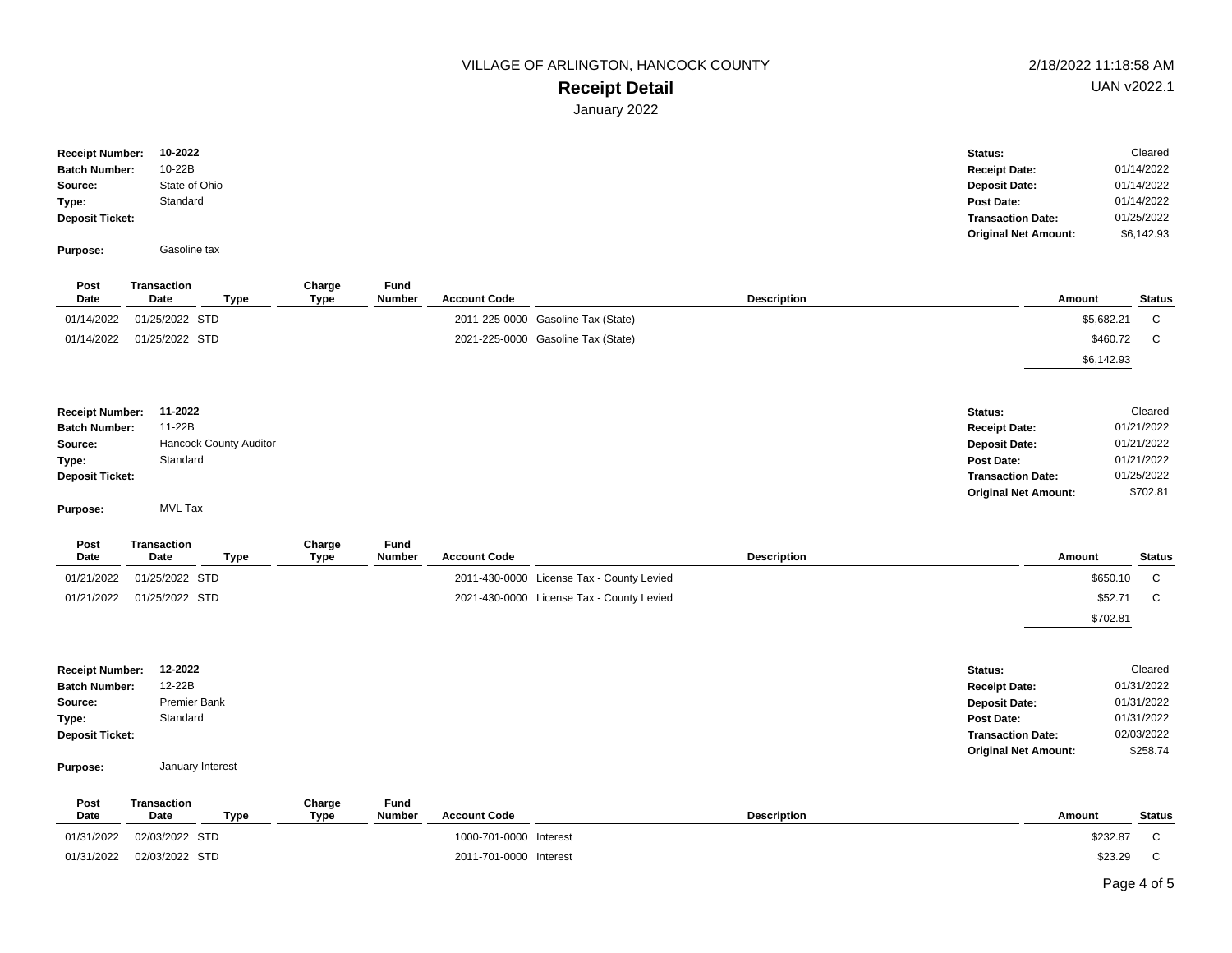VILLAGE OF ARLINGTON, HANCOCK COUNTY

2/18/2022 11:18:58 AM

UAN v2022.1

# Receipt Detail

January 2022

**Receipt Number:** 10-2022
**Batch Number:** 10-22B
**Source:** State of Ohio
**Type:** Standard
**Deposit Ticket:**

**Purpose:** Gasoline tax

**Status:** Cleared
**Receipt Date:** 01/14/2022
**Deposit Date:** 01/14/2022
**Post Date:** 01/14/2022
**Transaction Date:** 01/25/2022
**Original Net Amount:** $6,142.93

| Post Date | Transaction Date | Type | Charge Type | Fund Number | Account Code | Description | Amount | Status |
|---|---|---|---|---|---|---|---|---|
| 01/14/2022 | 01/25/2022 | STD | | | 2011-225-0000 | Gasoline Tax (State) | $5,682.21 | C |
| 01/14/2022 | 01/25/2022 | STD | | | 2021-225-0000 | Gasoline Tax (State) | $460.72 | C |
| | | | | | | | $6,142.93 | |

**Receipt Number:** 11-2022
**Batch Number:** 11-22B
**Source:** Hancock County Auditor
**Type:** Standard
**Deposit Ticket:**

**Purpose:** MVL Tax

**Status:** Cleared
**Receipt Date:** 01/21/2022
**Deposit Date:** 01/21/2022
**Post Date:** 01/21/2022
**Transaction Date:** 01/25/2022
**Original Net Amount:** $702.81

| Post Date | Transaction Date | Type | Charge Type | Fund Number | Account Code | Description | Amount | Status |
|---|---|---|---|---|---|---|---|---|
| 01/21/2022 | 01/25/2022 | STD | | | 2011-430-0000 | License Tax - County Levied | $650.10 | C |
| 01/21/2022 | 01/25/2022 | STD | | | 2021-430-0000 | License Tax - County Levied | $52.71 | C |
| | | | | | | | $702.81 | |

**Receipt Number:** 12-2022
**Batch Number:** 12-22B
**Source:** Premier Bank
**Type:** Standard
**Deposit Ticket:**

**Purpose:** January Interest

**Status:** Cleared
**Receipt Date:** 01/31/2022
**Deposit Date:** 01/31/2022
**Post Date:** 01/31/2022
**Transaction Date:** 02/03/2022
**Original Net Amount:** $258.74

| Post Date | Transaction Date | Type | Charge Type | Fund Number | Account Code | Description | Amount | Status |
|---|---|---|---|---|---|---|---|---|
| 01/31/2022 | 02/03/2022 | STD | | | 1000-701-0000 | Interest | $232.87 | C |
| 01/31/2022 | 02/03/2022 | STD | | | 2011-701-0000 | Interest | $23.29 | C |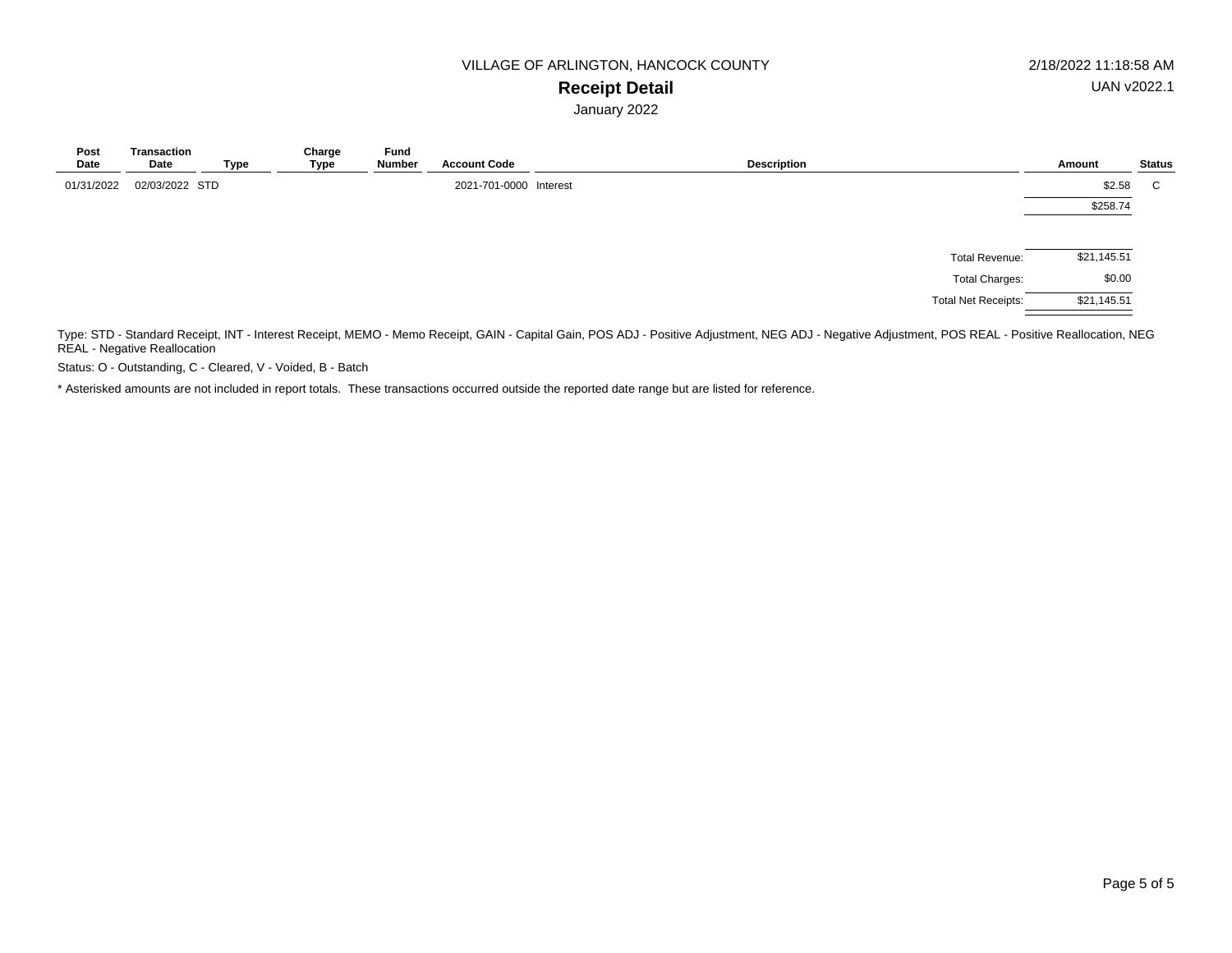VILLAGE OF ARLINGTON, HANCOCK COUNTY

2/18/2022 11:18:58 AM

## Receipt Detail

UAN v2022.1

January 2022

| Post Date | Transaction Date | Type | Charge Type | Fund Number | Account Code | Description | Amount | Status |
|---|---|---|---|---|---|---|---|---|
| 01/31/2022 | 02/03/2022 | STD | | | 2021-701-0000 | Interest | $2.58 | C |
| | | | | | | | $258.74 | |
| | | | | | | Total Revenue: | $21,145.51 | |
| | | | | | | Total Charges: | $0.00 | |
| | | | | | | Total Net Receipts: | $21,145.51 | |

Type: STD - Standard Receipt, INT - Interest Receipt, MEMO - Memo Receipt, GAIN - Capital Gain, POS ADJ - Positive Adjustment, NEG ADJ - Negative Adjustment, POS REAL - Positive Reallocation, NEG REAL - Negative Reallocation

Status: O - Outstanding, C - Cleared, V - Voided, B - Batch

* Asterisked amounts are not included in report totals. These transactions occurred outside the reported date range but are listed for reference.